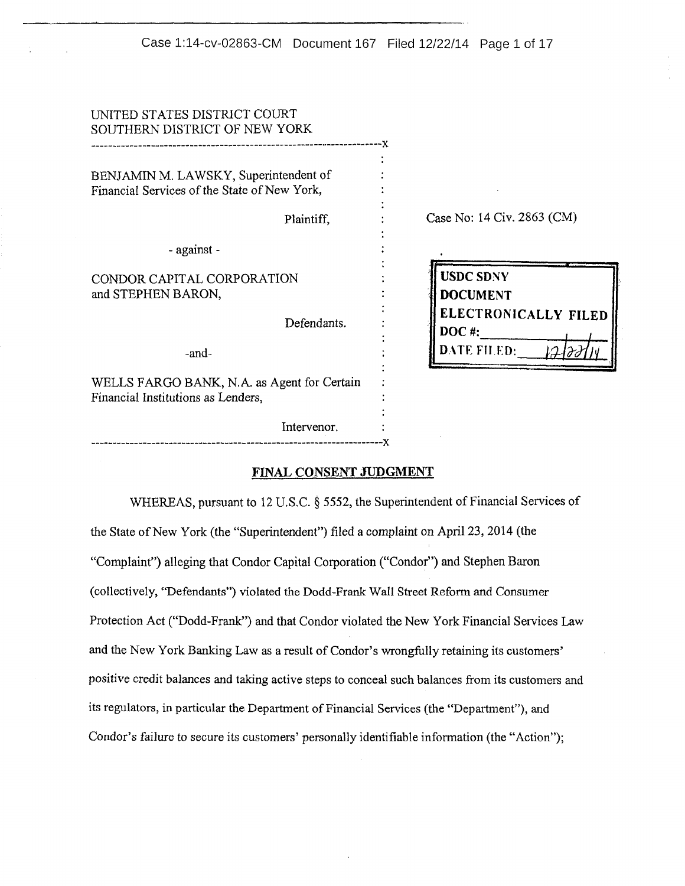UNITED STATES DISTRICT COURT
SOUTHERN DISTRICT OF NEW YORK

BENJAMIN M. LAWSKY, Superintendent of Financial Services of the State of New York,

Plaintiff,

- against -

CONDOR CAPITAL CORPORATION and STEPHEN BARON,

Defendants.

-and-

WELLS FARGO BANK, N.A. as Agent for Certain Financial Institutions as Lenders,

Intervenor.

Case No: 14 Civ. 2863 (CM)

USDC SDNY
DOCUMENT
ELECTRONICALLY FILED
DOC #:
DATE FILED: 12/22/14

## FINAL CONSENT JUDGMENT

WHEREAS, pursuant to 12 U.S.C. § 5552, the Superintendent of Financial Services of the State of New York (the "Superintendent") filed a complaint on April 23, 2014 (the "Complaint") alleging that Condor Capital Corporation ("Condor") and Stephen Baron (collectively, "Defendants") violated the Dodd-Frank Wall Street Reform and Consumer Protection Act ("Dodd-Frank") and that Condor violated the New York Financial Services Law and the New York Banking Law as a result of Condor's wrongfully retaining its customers' positive credit balances and taking active steps to conceal such balances from its customers and its regulators, in particular the Department of Financial Services (the "Department"), and Condor's failure to secure its customers' personally identifiable information (the "Action");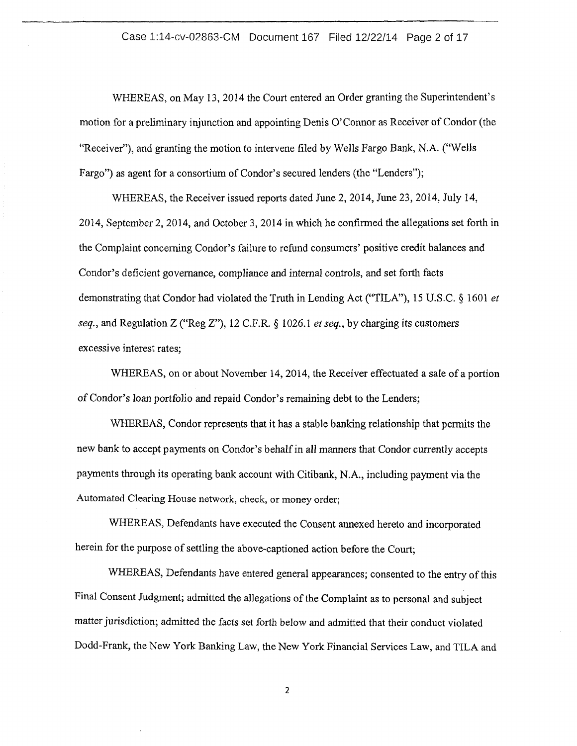WHEREAS, on May 13, 2014 the Court entered an Order granting the Superintendent's motion for a preliminary injunction and appointing Denis O'Connor as Receiver of Condor (the "Receiver"), and granting the motion to intervene filed by Wells Fargo Bank, N.A. ("Wells Fargo") as agent for a consortium of Condor's secured lenders (the "Lenders");

WHEREAS, the Receiver issued reports dated June 2, 2014, June 23, 2014, July 14, 2014, September 2, 2014, and October 3, 2014 in which he confirmed the allegations set forth in the Complaint concerning Condor's failure to refund consumers' positive credit balances and Condor's deficient governance, compliance and internal controls, and set forth facts demonstrating that Condor had violated the Truth in Lending Act ("TILA"), 15 U.S.C. § 1601 *et seq.*, and Regulation Z ("Reg Z"), 12 C.F.R. § 1026.1 *et seq.*, by charging its customers excessive interest rates;

WHEREAS, on or about November 14, 2014, the Receiver effectuated a sale of a portion of Condor's loan portfolio and repaid Condor's remaining debt to the Lenders;

WHEREAS, Condor represents that it has a stable banking relationship that permits the new bank to accept payments on Condor's behalf in all manners that Condor currently accepts payments through its operating bank account with Citibank, N.A., including payment via the Automated Clearing House network, check, or money order;

WHEREAS, Defendants have executed the Consent annexed hereto and incorporated herein for the purpose of settling the above-captioned action before the Court;

WHEREAS, Defendants have entered general appearances; consented to the entry of this Final Consent Judgment; admitted the allegations of the Complaint as to personal and subject matter jurisdiction; admitted the facts set forth below and admitted that their conduct violated Dodd-Frank, the New York Banking Law, the New York Financial Services Law, and TILA and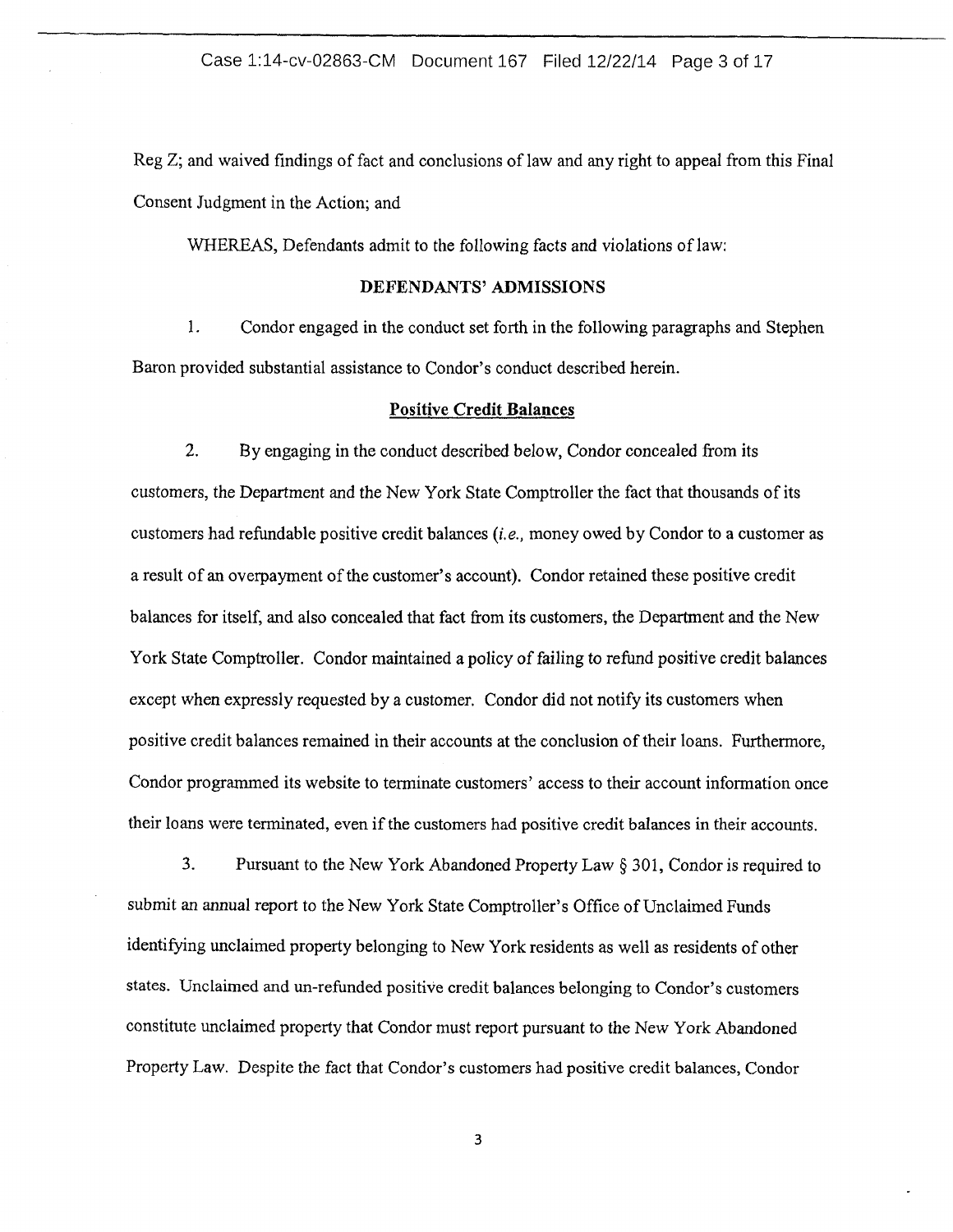Reg Z; and waived findings of fact and conclusions of law and any right to appeal from this Final Consent Judgment in the Action; and

WHEREAS, Defendants admit to the following facts and violations of law:

## DEFENDANTS' ADMISSIONS

1. Condor engaged in the conduct set forth in the following paragraphs and Stephen Baron provided substantial assistance to Condor's conduct described herein.

### Positive Credit Balances

2. By engaging in the conduct described below, Condor concealed from its customers, the Department and the New York State Comptroller the fact that thousands of its customers had refundable positive credit balances (*i.e.*, money owed by Condor to a customer as a result of an overpayment of the customer's account). Condor retained these positive credit balances for itself, and also concealed that fact from its customers, the Department and the New York State Comptroller. Condor maintained a policy of failing to refund positive credit balances except when expressly requested by a customer. Condor did not notify its customers when positive credit balances remained in their accounts at the conclusion of their loans. Furthermore, Condor programmed its website to terminate customers' access to their account information once their loans were terminated, even if the customers had positive credit balances in their accounts.

3. Pursuant to the New York Abandoned Property Law § 301, Condor is required to submit an annual report to the New York State Comptroller's Office of Unclaimed Funds identifying unclaimed property belonging to New York residents as well as residents of other states. Unclaimed and un-refunded positive credit balances belonging to Condor's customers constitute unclaimed property that Condor must report pursuant to the New York Abandoned Property Law. Despite the fact that Condor's customers had positive credit balances, Condor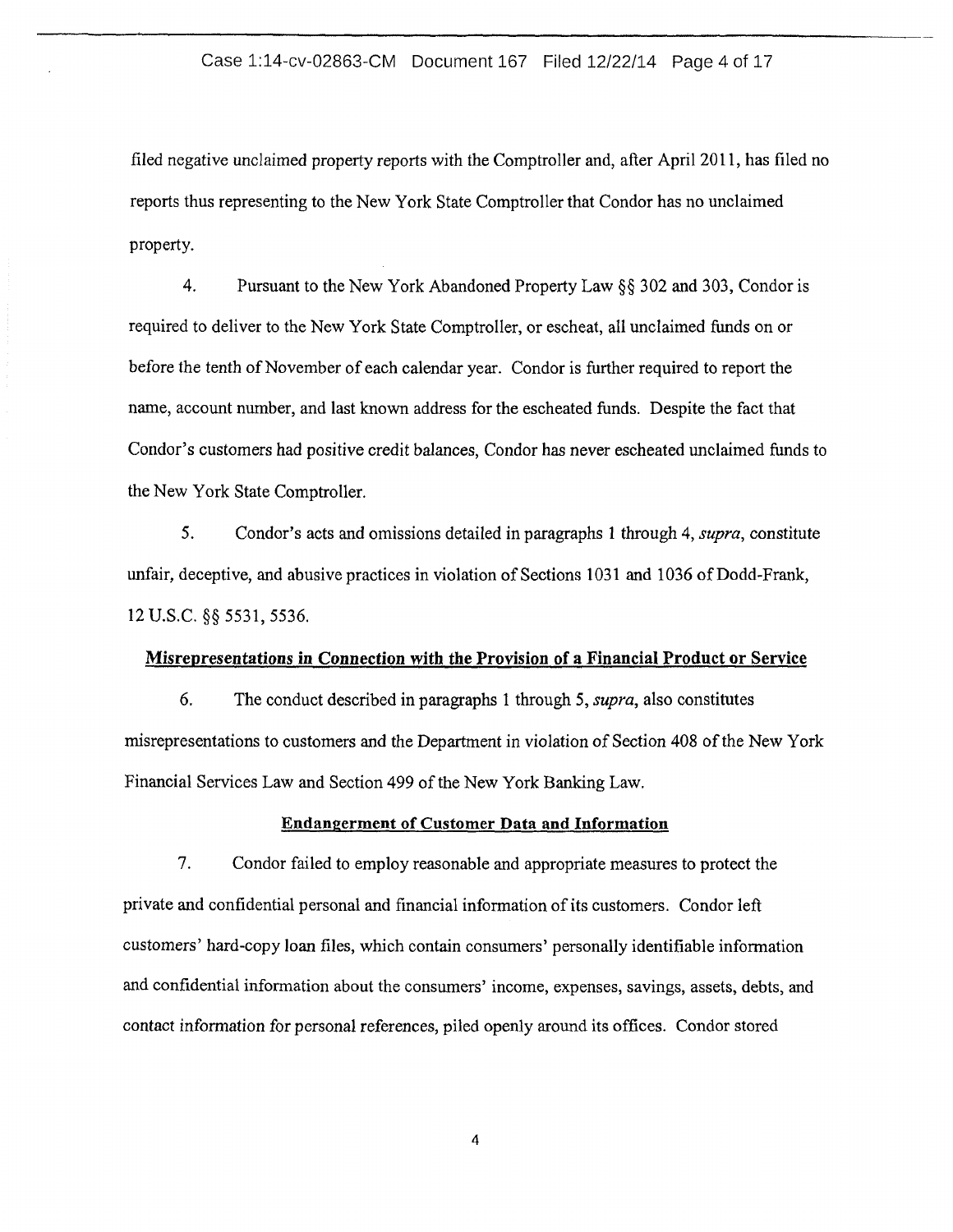filed negative unclaimed property reports with the Comptroller and, after April 2011, has filed no reports thus representing to the New York State Comptroller that Condor has no unclaimed property.

4. Pursuant to the New York Abandoned Property Law §§ 302 and 303, Condor is required to deliver to the New York State Comptroller, or escheat, all unclaimed funds on or before the tenth of November of each calendar year. Condor is further required to report the name, account number, and last known address for the escheated funds. Despite the fact that Condor's customers had positive credit balances, Condor has never escheated unclaimed funds to the New York State Comptroller.

5. Condor's acts and omissions detailed in paragraphs 1 through 4, *supra*, constitute unfair, deceptive, and abusive practices in violation of Sections 1031 and 1036 of Dodd-Frank, 12 U.S.C. §§ 5531, 5536.

**Misrepresentations in Connection with the Provision of a Financial Product or Service**

6. The conduct described in paragraphs 1 through 5, *supra*, also constitutes misrepresentations to customers and the Department in violation of Section 408 of the New York Financial Services Law and Section 499 of the New York Banking Law.

**Endangerment of Customer Data and Information**

7. Condor failed to employ reasonable and appropriate measures to protect the private and confidential personal and financial information of its customers. Condor left customers' hard-copy loan files, which contain consumers' personally identifiable information and confidential information about the consumers' income, expenses, savings, assets, debts, and contact information for personal references, piled openly around its offices. Condor stored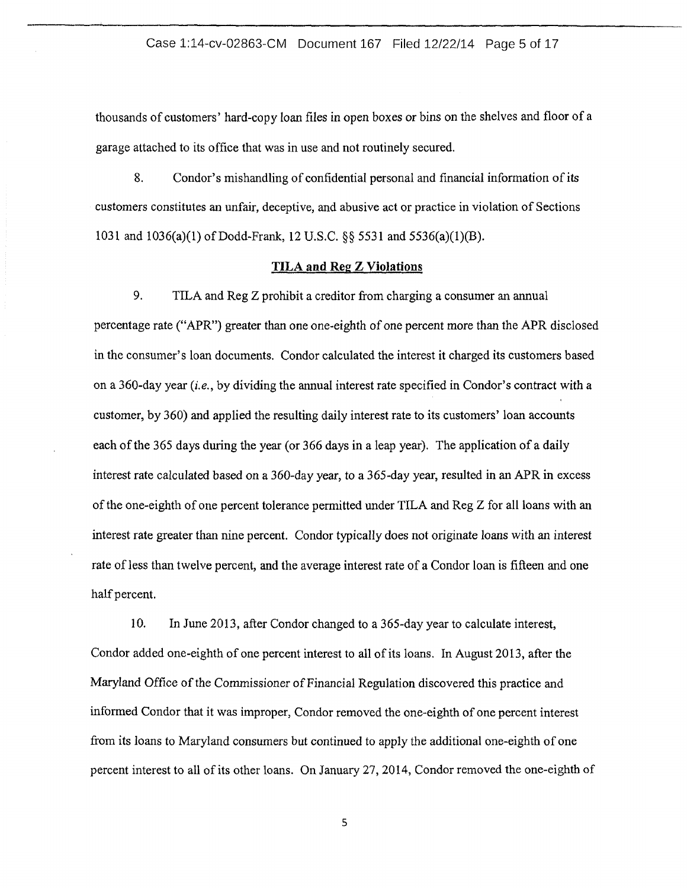thousands of customers' hard-copy loan files in open boxes or bins on the shelves and floor of a garage attached to its office that was in use and not routinely secured.

8. Condor's mishandling of confidential personal and financial information of its customers constitutes an unfair, deceptive, and abusive act or practice in violation of Sections 1031 and 1036(a)(1) of Dodd-Frank, 12 U.S.C. §§ 5531 and 5536(a)(1)(B).

## TILA and Reg Z Violations

9. TILA and Reg Z prohibit a creditor from charging a consumer an annual percentage rate ("APR") greater than one one-eighth of one percent more than the APR disclosed in the consumer's loan documents. Condor calculated the interest it charged its customers based on a 360-day year (*i.e.*, by dividing the annual interest rate specified in Condor's contract with a customer, by 360) and applied the resulting daily interest rate to its customers' loan accounts each of the 365 days during the year (or 366 days in a leap year). The application of a daily interest rate calculated based on a 360-day year, to a 365-day year, resulted in an APR in excess of the one-eighth of one percent tolerance permitted under TILA and Reg Z for all loans with an interest rate greater than nine percent. Condor typically does not originate loans with an interest rate of less than twelve percent, and the average interest rate of a Condor loan is fifteen and one half percent.

10. In June 2013, after Condor changed to a 365-day year to calculate interest, Condor added one-eighth of one percent interest to all of its loans. In August 2013, after the Maryland Office of the Commissioner of Financial Regulation discovered this practice and informed Condor that it was improper, Condor removed the one-eighth of one percent interest from its loans to Maryland consumers but continued to apply the additional one-eighth of one percent interest to all of its other loans. On January 27, 2014, Condor removed the one-eighth of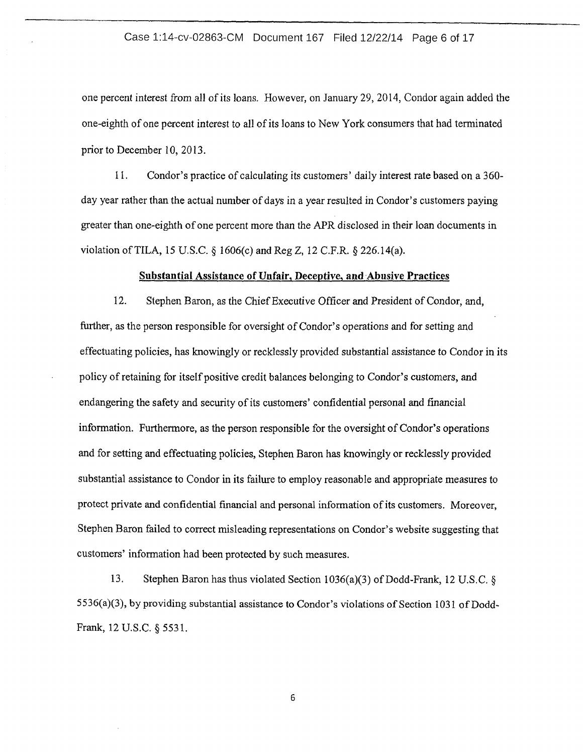one percent interest from all of its loans. However, on January 29, 2014, Condor again added the one-eighth of one percent interest to all of its loans to New York consumers that had terminated prior to December 10, 2013.

11. Condor's practice of calculating its customers' daily interest rate based on a 360-day year rather than the actual number of days in a year resulted in Condor's customers paying greater than one-eighth of one percent more than the APR disclosed in their loan documents in violation of TILA, 15 U.S.C. § 1606(c) and Reg Z, 12 C.F.R. § 226.14(a).

**Substantial Assistance of Unfair, Deceptive, and Abusive Practices**

12. Stephen Baron, as the Chief Executive Officer and President of Condor, and, further, as the person responsible for oversight of Condor's operations and for setting and effectuating policies, has knowingly or recklessly provided substantial assistance to Condor in its policy of retaining for itself positive credit balances belonging to Condor's customers, and endangering the safety and security of its customers' confidential personal and financial information. Furthermore, as the person responsible for the oversight of Condor's operations and for setting and effectuating policies, Stephen Baron has knowingly or recklessly provided substantial assistance to Condor in its failure to employ reasonable and appropriate measures to protect private and confidential financial and personal information of its customers. Moreover, Stephen Baron failed to correct misleading representations on Condor's website suggesting that customers' information had been protected by such measures.

13. Stephen Baron has thus violated Section 1036(a)(3) of Dodd-Frank, 12 U.S.C. § 5536(a)(3), by providing substantial assistance to Condor's violations of Section 1031 of Dodd-Frank, 12 U.S.C. § 5531.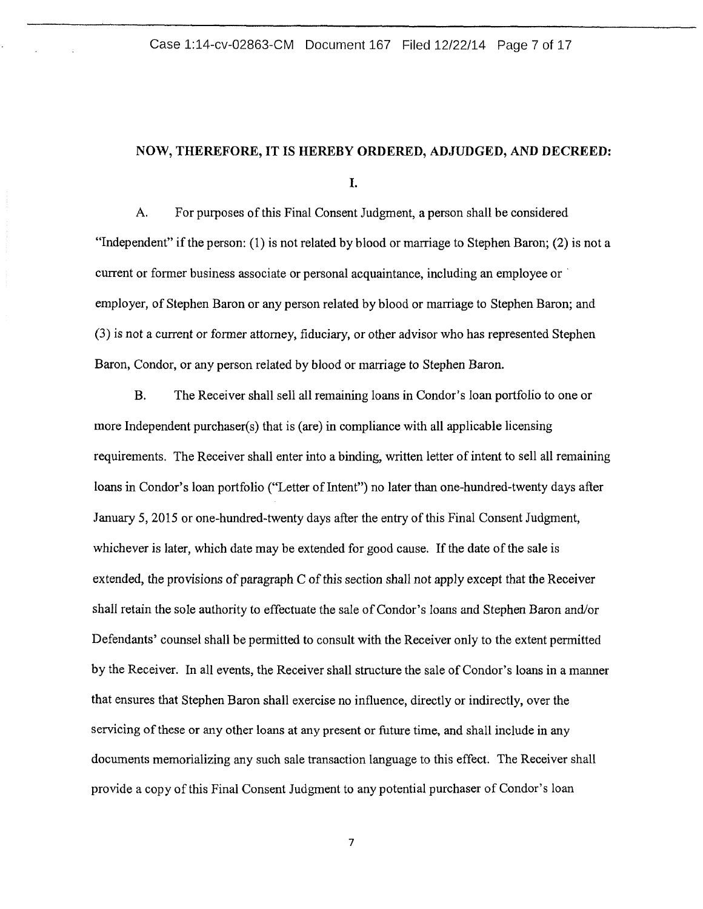## NOW, THEREFORE, IT IS HEREBY ORDERED, ADJUDGED, AND DECREED:

### I.

A. For purposes of this Final Consent Judgment, a person shall be considered "Independent" if the person: (1) is not related by blood or marriage to Stephen Baron; (2) is not a current or former business associate or personal acquaintance, including an employee or employer, of Stephen Baron or any person related by blood or marriage to Stephen Baron; and (3) is not a current or former attorney, fiduciary, or other advisor who has represented Stephen Baron, Condor, or any person related by blood or marriage to Stephen Baron.

B. The Receiver shall sell all remaining loans in Condor's loan portfolio to one or more Independent purchaser(s) that is (are) in compliance with all applicable licensing requirements. The Receiver shall enter into a binding, written letter of intent to sell all remaining loans in Condor's loan portfolio ("Letter of Intent") no later than one-hundred-twenty days after January 5, 2015 or one-hundred-twenty days after the entry of this Final Consent Judgment, whichever is later, which date may be extended for good cause. If the date of the sale is extended, the provisions of paragraph C of this section shall not apply except that the Receiver shall retain the sole authority to effectuate the sale of Condor's loans and Stephen Baron and/or Defendants' counsel shall be permitted to consult with the Receiver only to the extent permitted by the Receiver. In all events, the Receiver shall structure the sale of Condor's loans in a manner that ensures that Stephen Baron shall exercise no influence, directly or indirectly, over the servicing of these or any other loans at any present or future time, and shall include in any documents memorializing any such sale transaction language to this effect. The Receiver shall provide a copy of this Final Consent Judgment to any potential purchaser of Condor's loan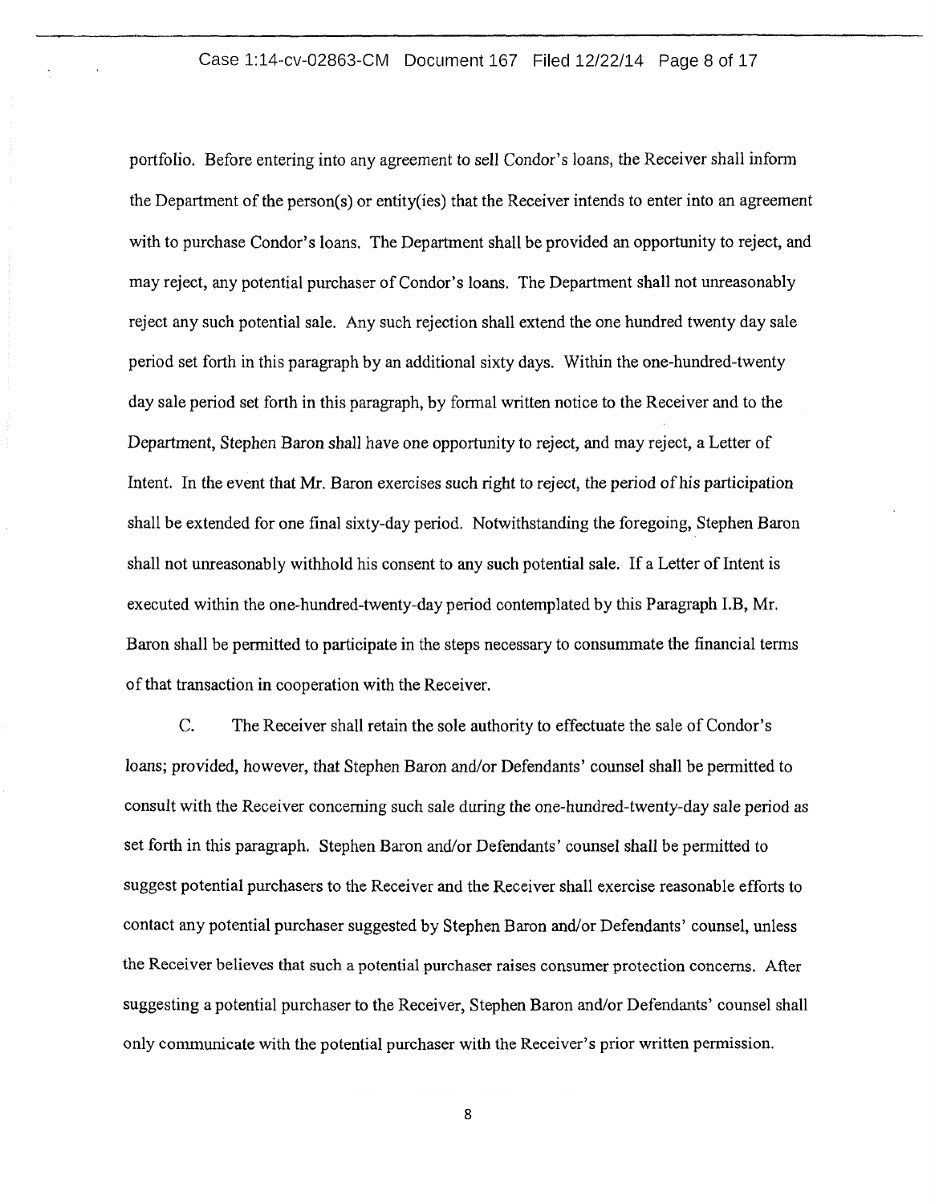portfolio. Before entering into any agreement to sell Condor's loans, the Receiver shall inform the Department of the person(s) or entity(ies) that the Receiver intends to enter into an agreement with to purchase Condor's loans. The Department shall be provided an opportunity to reject, and may reject, any potential purchaser of Condor's loans. The Department shall not unreasonably reject any such potential sale. Any such rejection shall extend the one hundred twenty day sale period set forth in this paragraph by an additional sixty days. Within the one-hundred-twenty day sale period set forth in this paragraph, by formal written notice to the Receiver and to the Department, Stephen Baron shall have one opportunity to reject, and may reject, a Letter of Intent. In the event that Mr. Baron exercises such right to reject, the period of his participation shall be extended for one final sixty-day period. Notwithstanding the foregoing, Stephen Baron shall not unreasonably withhold his consent to any such potential sale. If a Letter of Intent is executed within the one-hundred-twenty-day period contemplated by this Paragraph I.B, Mr. Baron shall be permitted to participate in the steps necessary to consummate the financial terms of that transaction in cooperation with the Receiver.

C. The Receiver shall retain the sole authority to effectuate the sale of Condor's loans; provided, however, that Stephen Baron and/or Defendants' counsel shall be permitted to consult with the Receiver concerning such sale during the one-hundred-twenty-day sale period as set forth in this paragraph. Stephen Baron and/or Defendants' counsel shall be permitted to suggest potential purchasers to the Receiver and the Receiver shall exercise reasonable efforts to contact any potential purchaser suggested by Stephen Baron and/or Defendants' counsel, unless the Receiver believes that such a potential purchaser raises consumer protection concerns. After suggesting a potential purchaser to the Receiver, Stephen Baron and/or Defendants' counsel shall only communicate with the potential purchaser with the Receiver's prior written permission.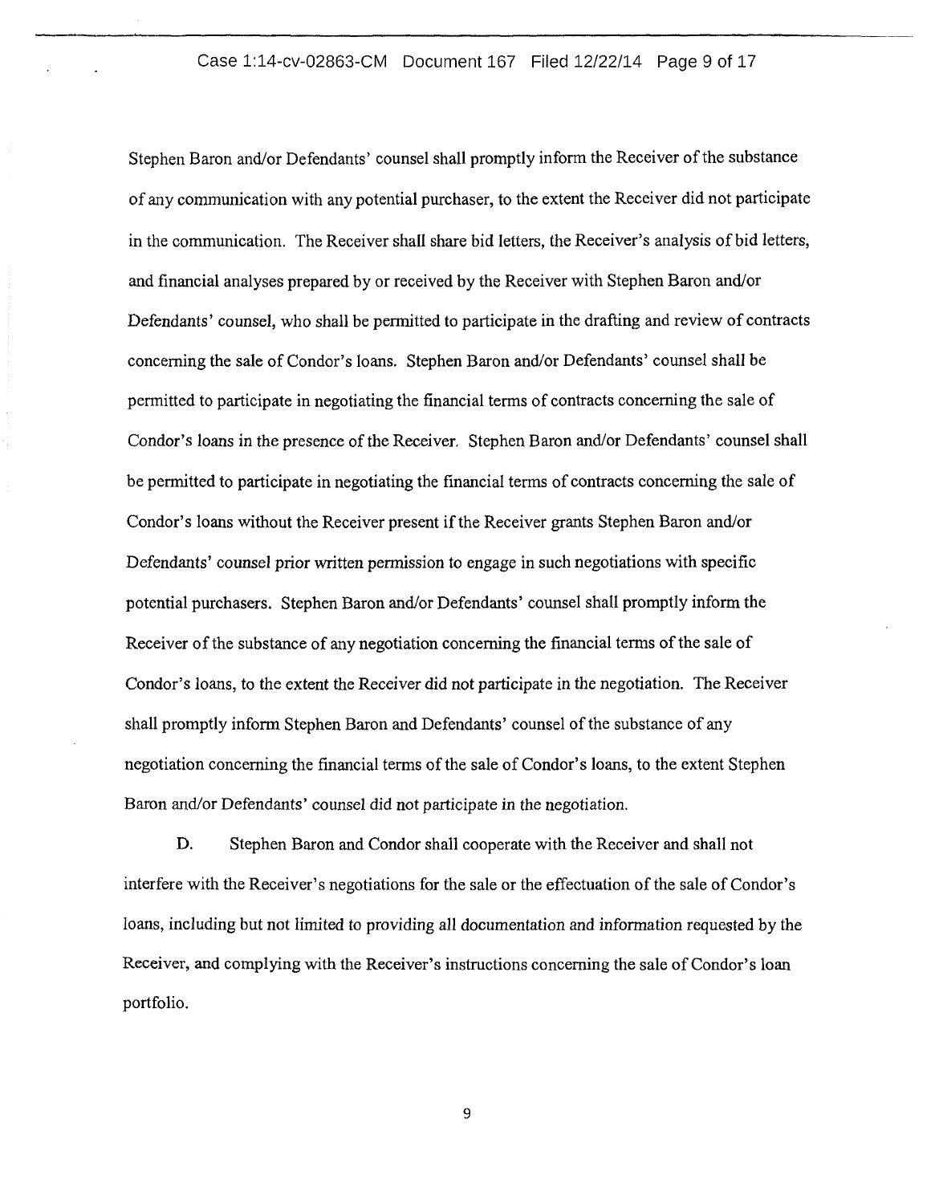Stephen Baron and/or Defendants' counsel shall promptly inform the Receiver of the substance of any communication with any potential purchaser, to the extent the Receiver did not participate in the communication. The Receiver shall share bid letters, the Receiver's analysis of bid letters, and financial analyses prepared by or received by the Receiver with Stephen Baron and/or Defendants' counsel, who shall be permitted to participate in the drafting and review of contracts concerning the sale of Condor's loans. Stephen Baron and/or Defendants' counsel shall be permitted to participate in negotiating the financial terms of contracts concerning the sale of Condor's loans in the presence of the Receiver. Stephen Baron and/or Defendants' counsel shall be permitted to participate in negotiating the financial terms of contracts concerning the sale of Condor's loans without the Receiver present if the Receiver grants Stephen Baron and/or Defendants' counsel prior written permission to engage in such negotiations with specific potential purchasers. Stephen Baron and/or Defendants' counsel shall promptly inform the Receiver of the substance of any negotiation concerning the financial terms of the sale of Condor's loans, to the extent the Receiver did not participate in the negotiation. The Receiver shall promptly inform Stephen Baron and Defendants' counsel of the substance of any negotiation concerning the financial terms of the sale of Condor's loans, to the extent Stephen Baron and/or Defendants' counsel did not participate in the negotiation.

D. Stephen Baron and Condor shall cooperate with the Receiver and shall not interfere with the Receiver's negotiations for the sale or the effectuation of the sale of Condor's loans, including but not limited to providing all documentation and information requested by the Receiver, and complying with the Receiver's instructions concerning the sale of Condor's loan portfolio.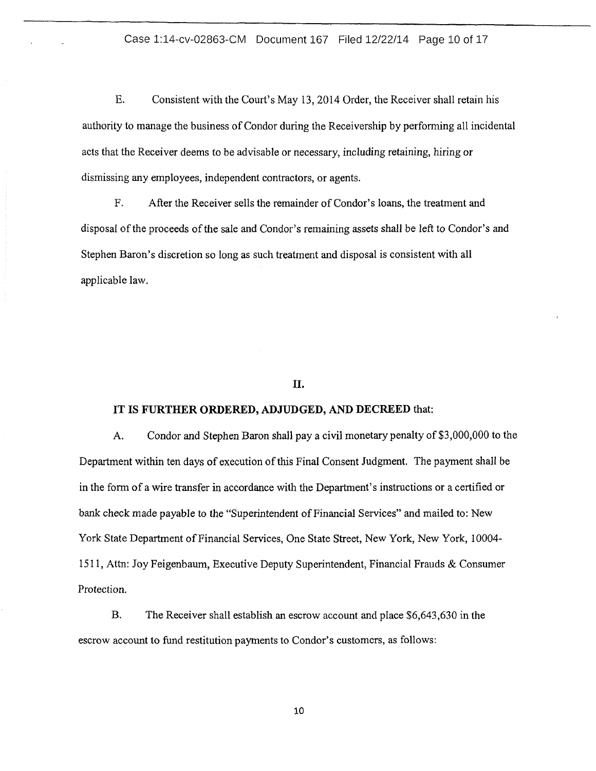E. Consistent with the Court's May 13, 2014 Order, the Receiver shall retain his authority to manage the business of Condor during the Receivership by performing all incidental acts that the Receiver deems to be advisable or necessary, including retaining, hiring or dismissing any employees, independent contractors, or agents.

F. After the Receiver sells the remainder of Condor's loans, the treatment and disposal of the proceeds of the sale and Condor's remaining assets shall be left to Condor's and Stephen Baron's discretion so long as such treatment and disposal is consistent with all applicable law.

## II.

**IT IS FURTHER ORDERED, ADJUDGED, AND DECREED** that:

A. Condor and Stephen Baron shall pay a civil monetary penalty of $3,000,000 to the Department within ten days of execution of this Final Consent Judgment. The payment shall be in the form of a wire transfer in accordance with the Department's instructions or a certified or bank check made payable to the "Superintendent of Financial Services" and mailed to: New York State Department of Financial Services, One State Street, New York, New York, 10004-1511, Attn: Joy Feigenbaum, Executive Deputy Superintendent, Financial Frauds & Consumer Protection.

B. The Receiver shall establish an escrow account and place $6,643,630 in the escrow account to fund restitution payments to Condor's customers, as follows: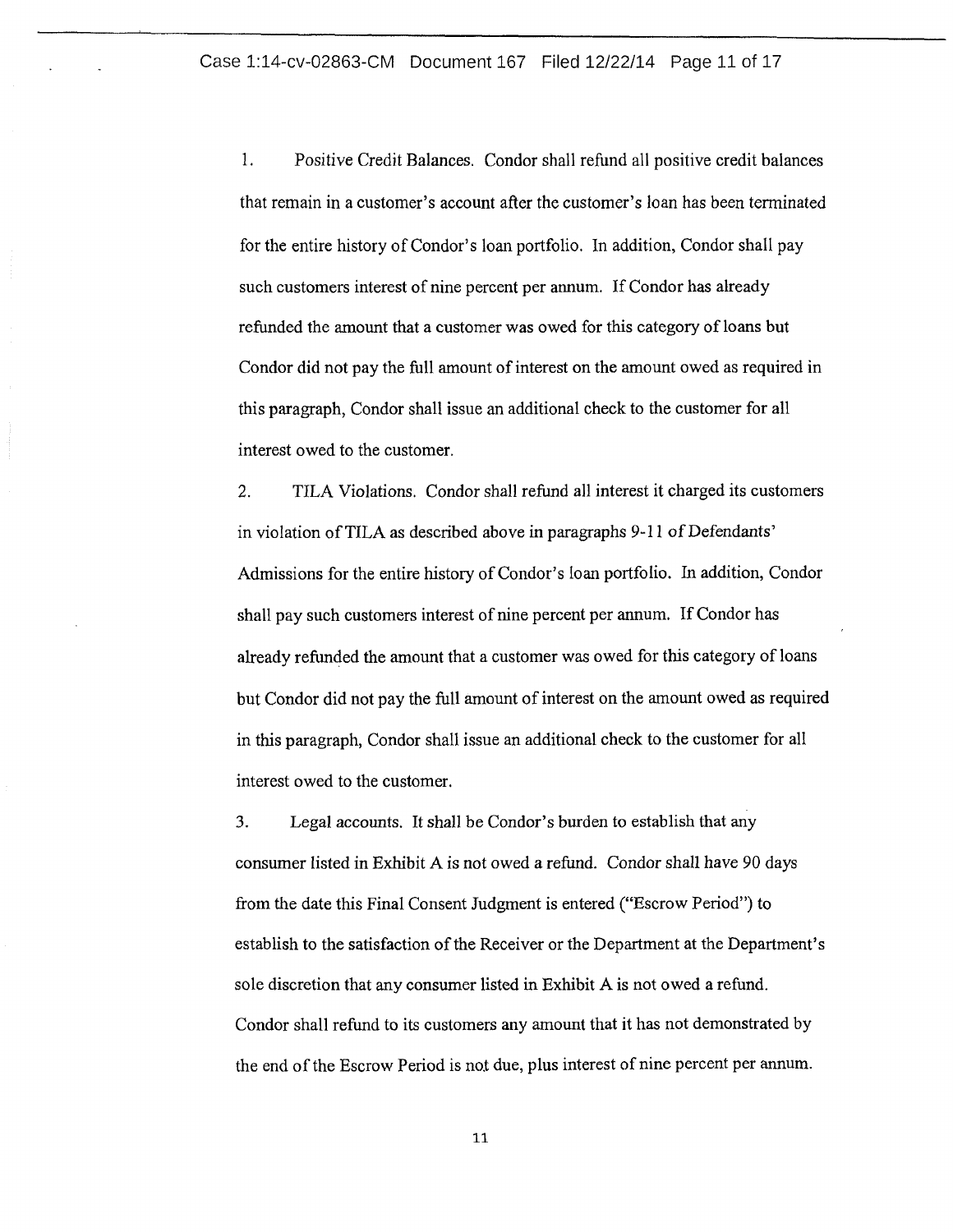1. Positive Credit Balances. Condor shall refund all positive credit balances that remain in a customer's account after the customer's loan has been terminated for the entire history of Condor's loan portfolio. In addition, Condor shall pay such customers interest of nine percent per annum. If Condor has already refunded the amount that a customer was owed for this category of loans but Condor did not pay the full amount of interest on the amount owed as required in this paragraph, Condor shall issue an additional check to the customer for all interest owed to the customer.

2. TILA Violations. Condor shall refund all interest it charged its customers in violation of TILA as described above in paragraphs 9-11 of Defendants' Admissions for the entire history of Condor's loan portfolio. In addition, Condor shall pay such customers interest of nine percent per annum. If Condor has already refunded the amount that a customer was owed for this category of loans but Condor did not pay the full amount of interest on the amount owed as required in this paragraph, Condor shall issue an additional check to the customer for all interest owed to the customer.

3. Legal accounts. It shall be Condor's burden to establish that any consumer listed in Exhibit A is not owed a refund. Condor shall have 90 days from the date this Final Consent Judgment is entered ("Escrow Period") to establish to the satisfaction of the Receiver or the Department at the Department's sole discretion that any consumer listed in Exhibit A is not owed a refund. Condor shall refund to its customers any amount that it has not demonstrated by the end of the Escrow Period is not due, plus interest of nine percent per annum.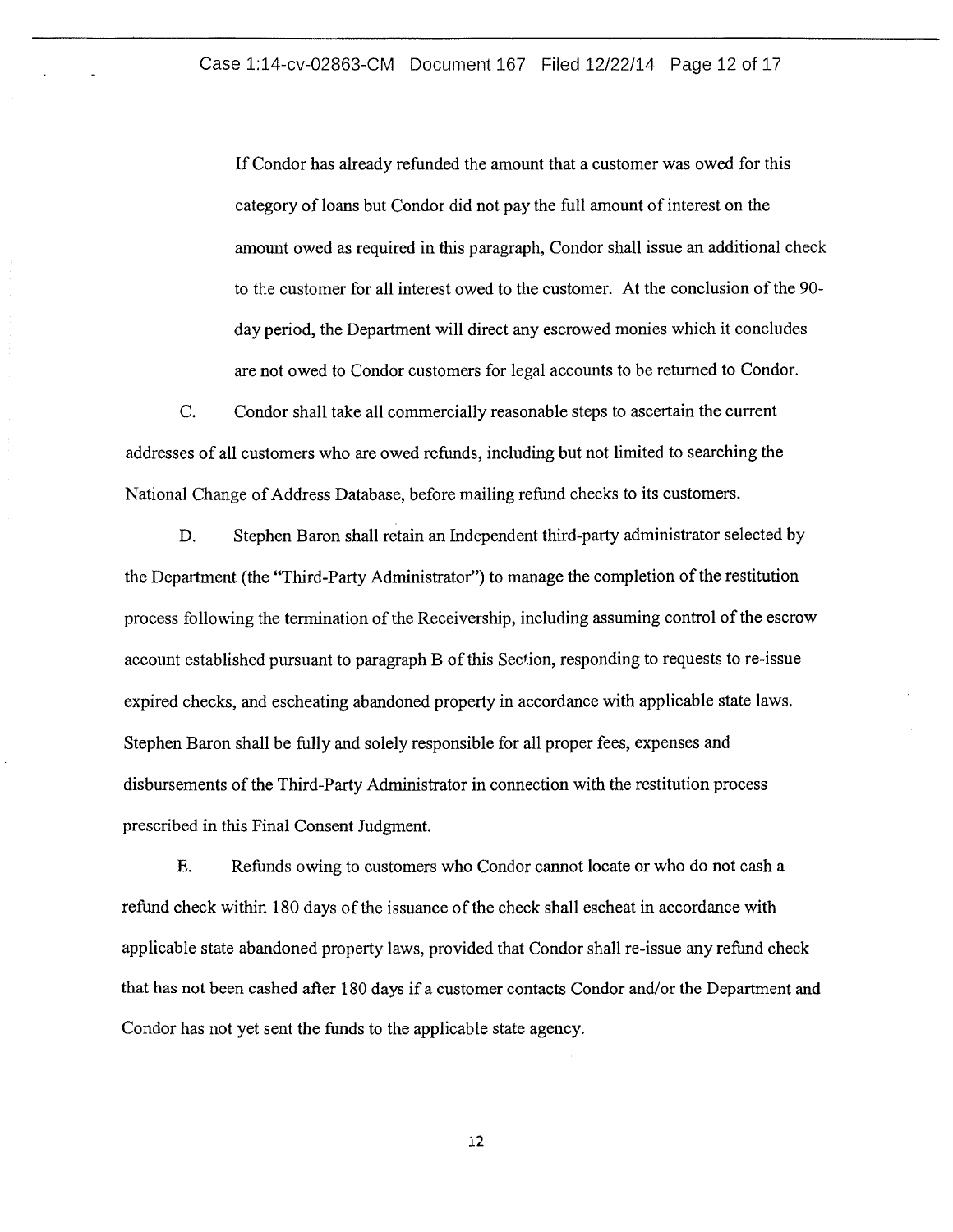If Condor has already refunded the amount that a customer was owed for this category of loans but Condor did not pay the full amount of interest on the amount owed as required in this paragraph, Condor shall issue an additional check to the customer for all interest owed to the customer. At the conclusion of the 90-day period, the Department will direct any escrowed monies which it concludes are not owed to Condor customers for legal accounts to be returned to Condor.

C. Condor shall take all commercially reasonable steps to ascertain the current addresses of all customers who are owed refunds, including but not limited to searching the National Change of Address Database, before mailing refund checks to its customers.

D. Stephen Baron shall retain an Independent third-party administrator selected by the Department (the "Third-Party Administrator") to manage the completion of the restitution process following the termination of the Receivership, including assuming control of the escrow account established pursuant to paragraph B of this Section, responding to requests to re-issue expired checks, and escheating abandoned property in accordance with applicable state laws. Stephen Baron shall be fully and solely responsible for all proper fees, expenses and disbursements of the Third-Party Administrator in connection with the restitution process prescribed in this Final Consent Judgment.

E. Refunds owing to customers who Condor cannot locate or who do not cash a refund check within 180 days of the issuance of the check shall escheat in accordance with applicable state abandoned property laws, provided that Condor shall re-issue any refund check that has not been cashed after 180 days if a customer contacts Condor and/or the Department and Condor has not yet sent the funds to the applicable state agency.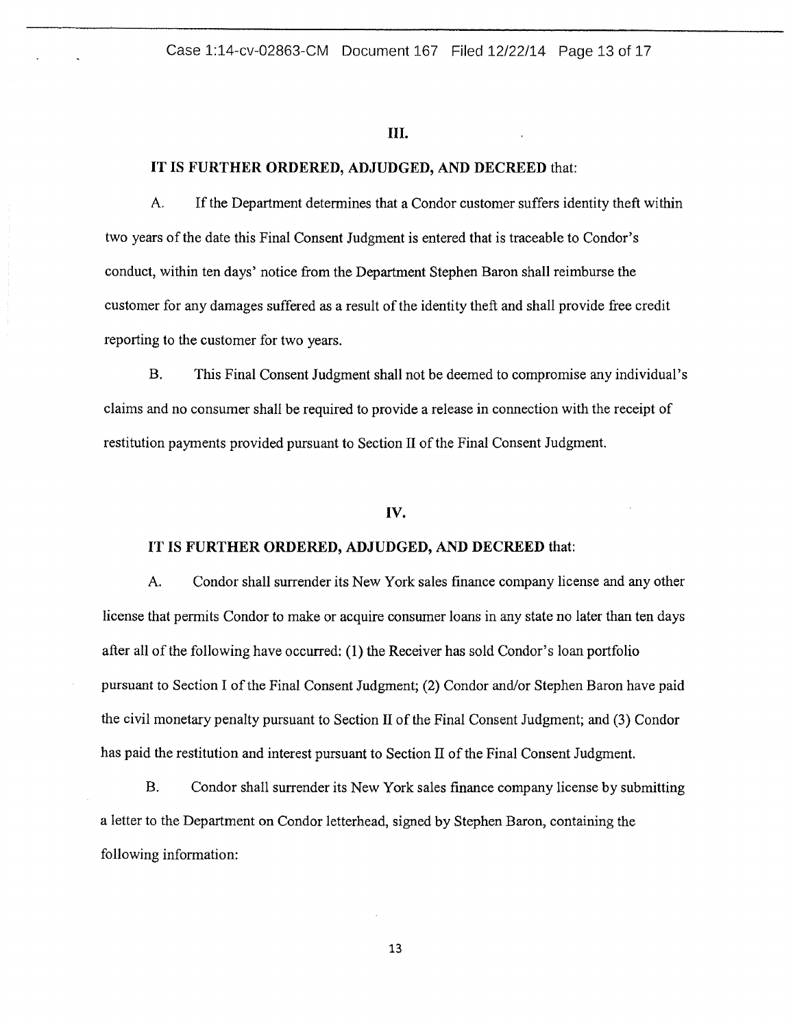## III.

**IT IS FURTHER ORDERED, ADJUDGED, AND DECREED** that:

A. If the Department determines that a Condor customer suffers identity theft within two years of the date this Final Consent Judgment is entered that is traceable to Condor's conduct, within ten days' notice from the Department Stephen Baron shall reimburse the customer for any damages suffered as a result of the identity theft and shall provide free credit reporting to the customer for two years.

B. This Final Consent Judgment shall not be deemed to compromise any individual's claims and no consumer shall be required to provide a release in connection with the receipt of restitution payments provided pursuant to Section II of the Final Consent Judgment.

## IV.

**IT IS FURTHER ORDERED, ADJUDGED, AND DECREED** that:

A. Condor shall surrender its New York sales finance company license and any other license that permits Condor to make or acquire consumer loans in any state no later than ten days after all of the following have occurred: (1) the Receiver has sold Condor's loan portfolio pursuant to Section I of the Final Consent Judgment; (2) Condor and/or Stephen Baron have paid the civil monetary penalty pursuant to Section II of the Final Consent Judgment; and (3) Condor has paid the restitution and interest pursuant to Section II of the Final Consent Judgment.

B. Condor shall surrender its New York sales finance company license by submitting a letter to the Department on Condor letterhead, signed by Stephen Baron, containing the following information: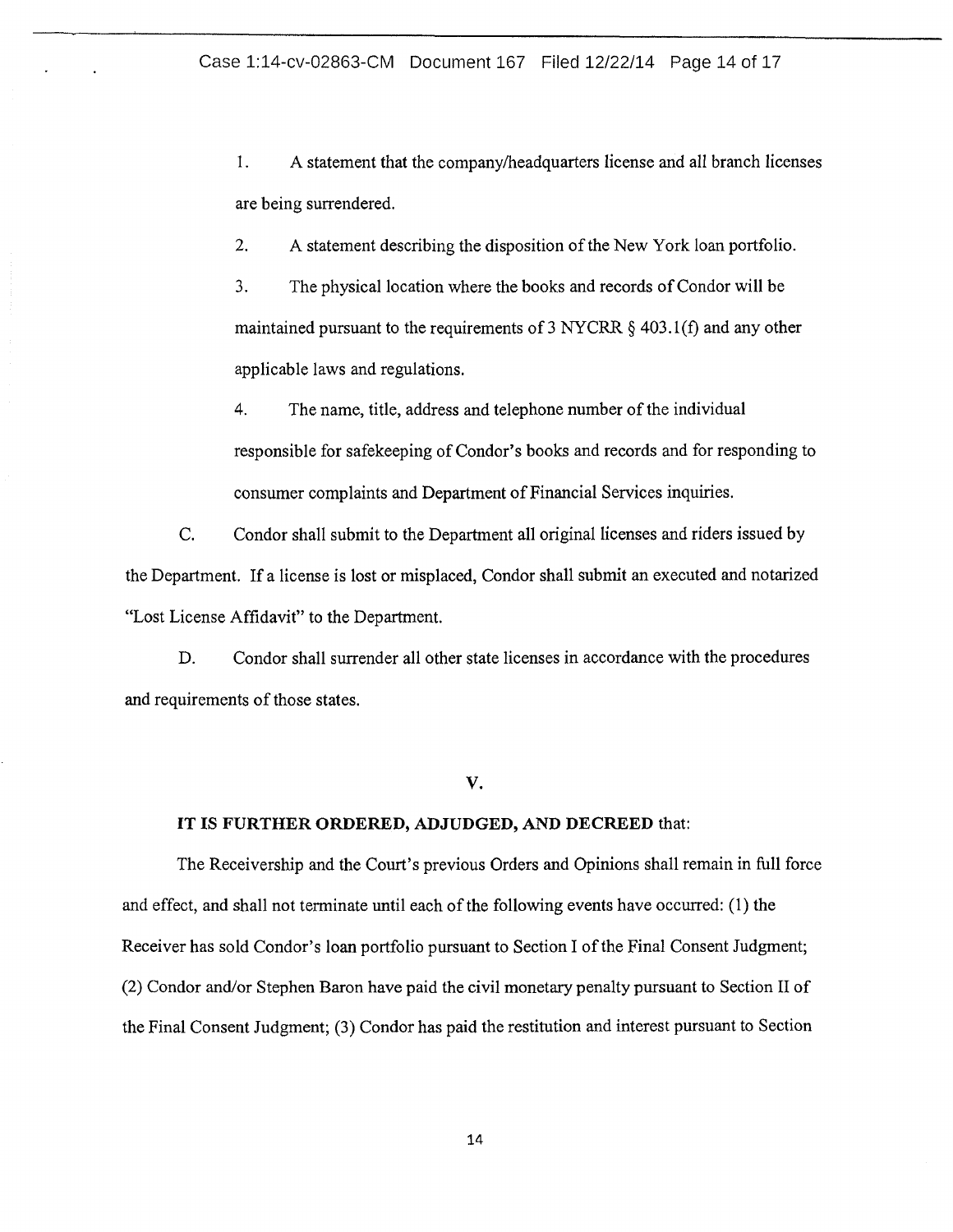1. A statement that the company/headquarters license and all branch licenses are being surrendered.

2. A statement describing the disposition of the New York loan portfolio.

3. The physical location where the books and records of Condor will be maintained pursuant to the requirements of 3 NYCRR § 403.1(f) and any other applicable laws and regulations.

4. The name, title, address and telephone number of the individual responsible for safekeeping of Condor's books and records and for responding to consumer complaints and Department of Financial Services inquiries.

C. Condor shall submit to the Department all original licenses and riders issued by the Department. If a license is lost or misplaced, Condor shall submit an executed and notarized "Lost License Affidavit" to the Department.

D. Condor shall surrender all other state licenses in accordance with the procedures and requirements of those states.

## V.

**IT IS FURTHER ORDERED, ADJUDGED, AND DECREED** that:

The Receivership and the Court's previous Orders and Opinions shall remain in full force and effect, and shall not terminate until each of the following events have occurred: (1) the Receiver has sold Condor's loan portfolio pursuant to Section I of the Final Consent Judgment; (2) Condor and/or Stephen Baron have paid the civil monetary penalty pursuant to Section II of the Final Consent Judgment; (3) Condor has paid the restitution and interest pursuant to Section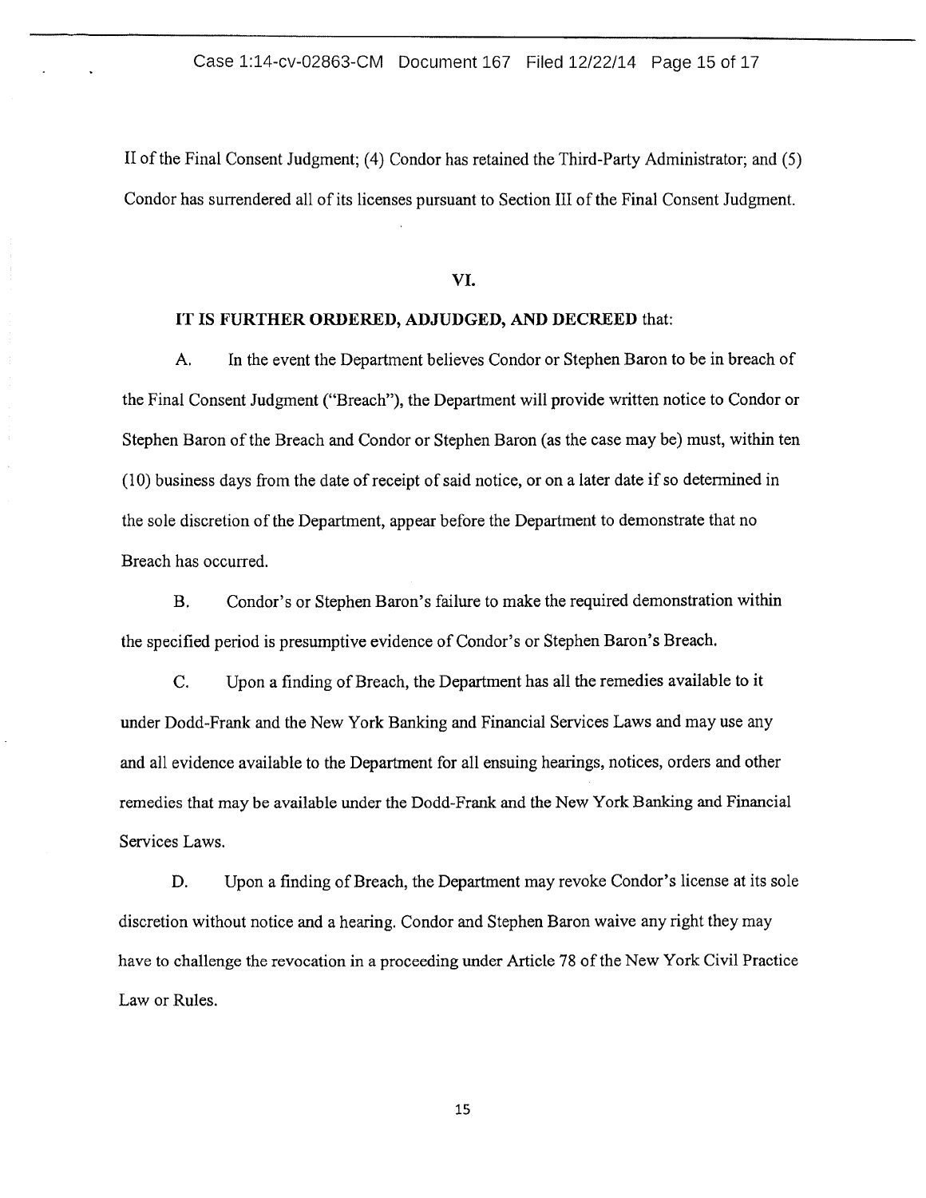II of the Final Consent Judgment; (4) Condor has retained the Third-Party Administrator; and (5) Condor has surrendered all of its licenses pursuant to Section III of the Final Consent Judgment.

**VI.**

**IT IS FURTHER ORDERED, ADJUDGED, AND DECREED** that:

A. In the event the Department believes Condor or Stephen Baron to be in breach of the Final Consent Judgment ("Breach"), the Department will provide written notice to Condor or Stephen Baron of the Breach and Condor or Stephen Baron (as the case may be) must, within ten (10) business days from the date of receipt of said notice, or on a later date if so determined in the sole discretion of the Department, appear before the Department to demonstrate that no Breach has occurred.

B. Condor's or Stephen Baron's failure to make the required demonstration within the specified period is presumptive evidence of Condor's or Stephen Baron's Breach.

C. Upon a finding of Breach, the Department has all the remedies available to it under Dodd-Frank and the New York Banking and Financial Services Laws and may use any and all evidence available to the Department for all ensuing hearings, notices, orders and other remedies that may be available under the Dodd-Frank and the New York Banking and Financial Services Laws.

D. Upon a finding of Breach, the Department may revoke Condor's license at its sole discretion without notice and a hearing. Condor and Stephen Baron waive any right they may have to challenge the revocation in a proceeding under Article 78 of the New York Civil Practice Law or Rules.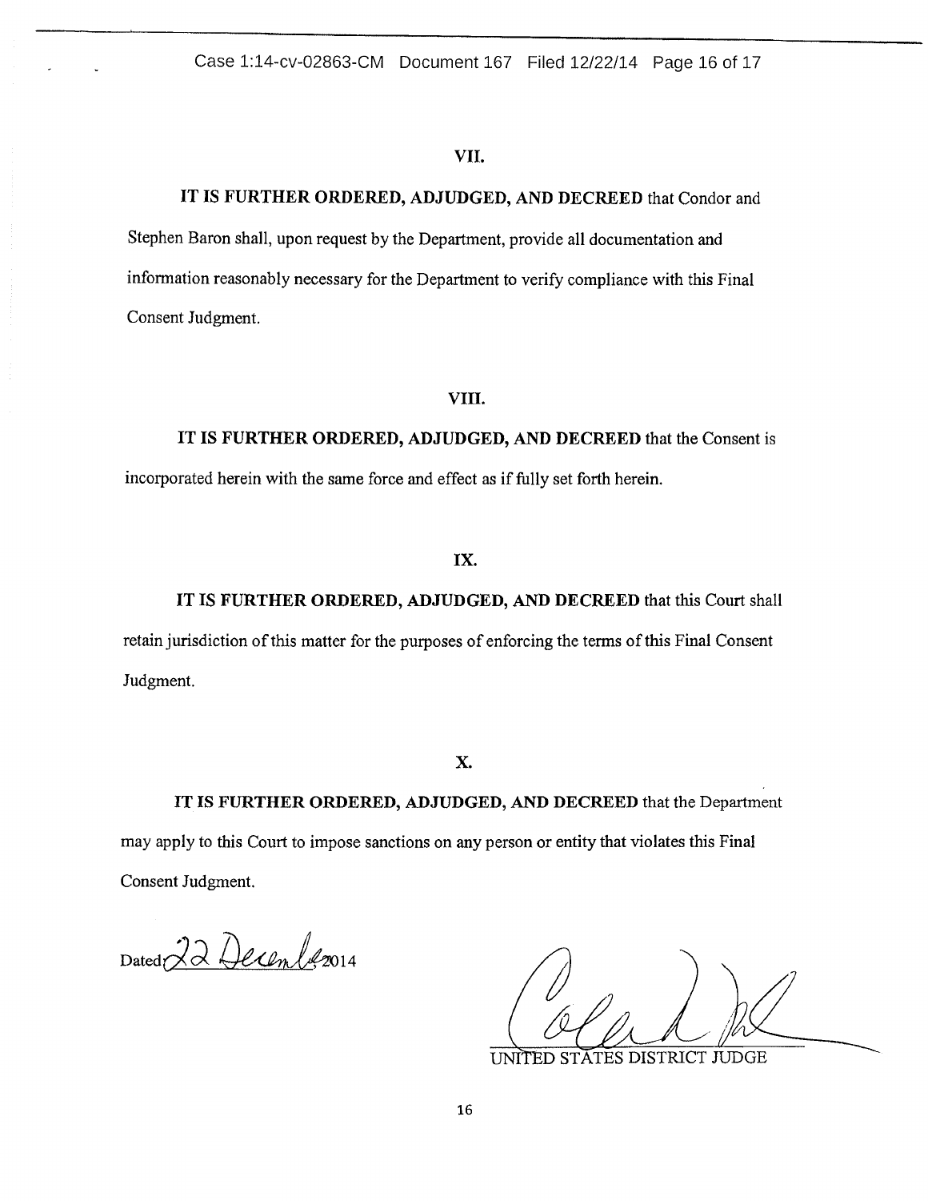### VII.

**IT IS FURTHER ORDERED, ADJUDGED, AND DECREED** that Condor and Stephen Baron shall, upon request by the Department, provide all documentation and information reasonably necessary for the Department to verify compliance with this Final Consent Judgment.

### VIII.

**IT IS FURTHER ORDERED, ADJUDGED, AND DECREED** that the Consent is incorporated herein with the same force and effect as if fully set forth herein.

### IX.

**IT IS FURTHER ORDERED, ADJUDGED, AND DECREED** that this Court shall retain jurisdiction of this matter for the purposes of enforcing the terms of this Final Consent Judgment.

### X.

**IT IS FURTHER ORDERED, ADJUDGED, AND DECREED** that the Department may apply to this Court to impose sanctions on any person or entity that violates this Final Consent Judgment.

Dated: 22 December, 2014

UNITED STATES DISTRICT JUDGE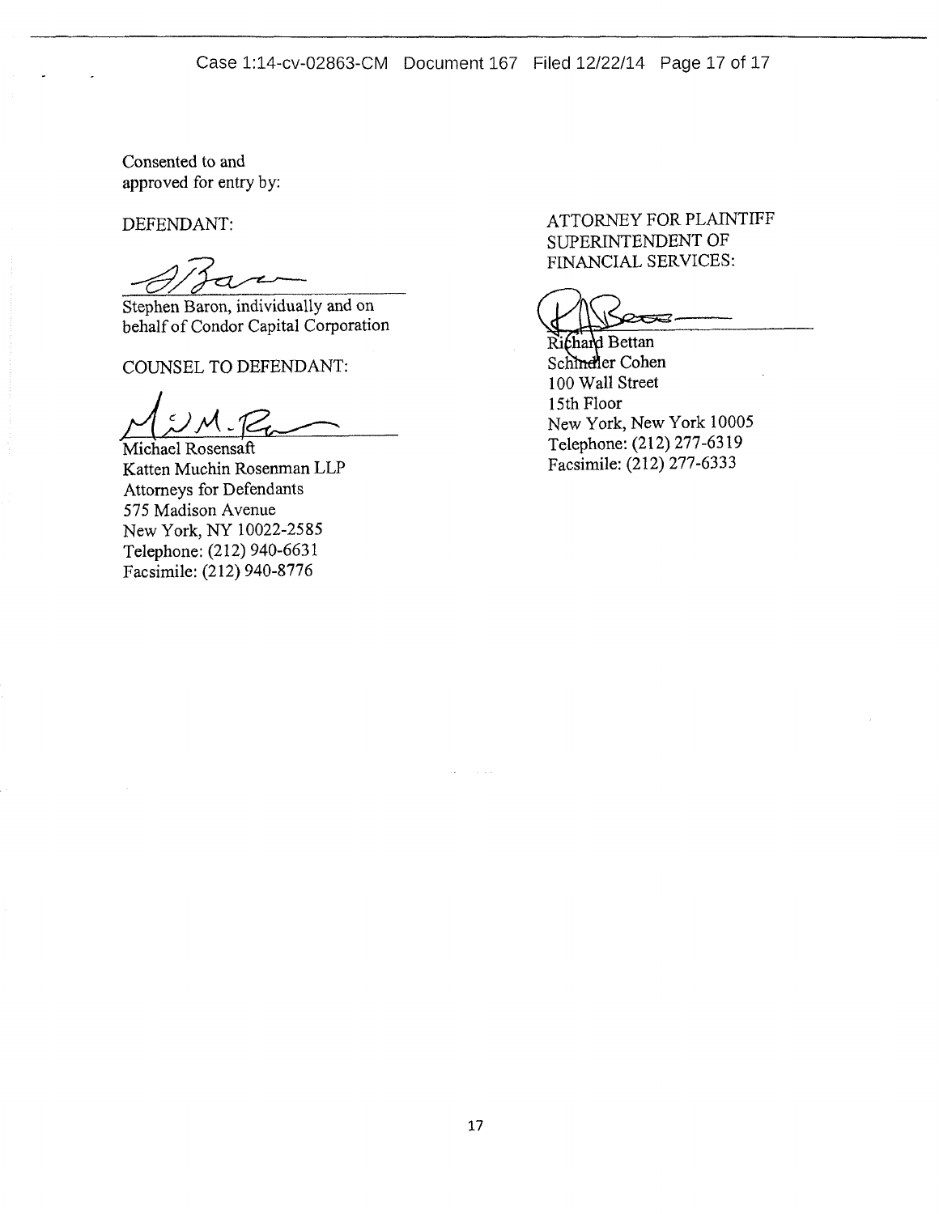Consented to and
approved for entry by:

DEFENDANT:

Stephen Baron, individually and on
behalf of Condor Capital Corporation

COUNSEL TO DEFENDANT:

Michael Rosensaft
Katten Muchin Rosenman LLP
Attorneys for Defendants
575 Madison Avenue
New York, NY 10022-2585
Telephone: (212) 940-6631
Facsimile: (212) 940-8776

ATTORNEY FOR PLAINTIFF
SUPERINTENDENT OF
FINANCIAL SERVICES:

Richard Bettan
Schindler Cohen
100 Wall Street
15th Floor
New York, New York 10005
Telephone: (212) 277-6319
Facsimile: (212) 277-6333